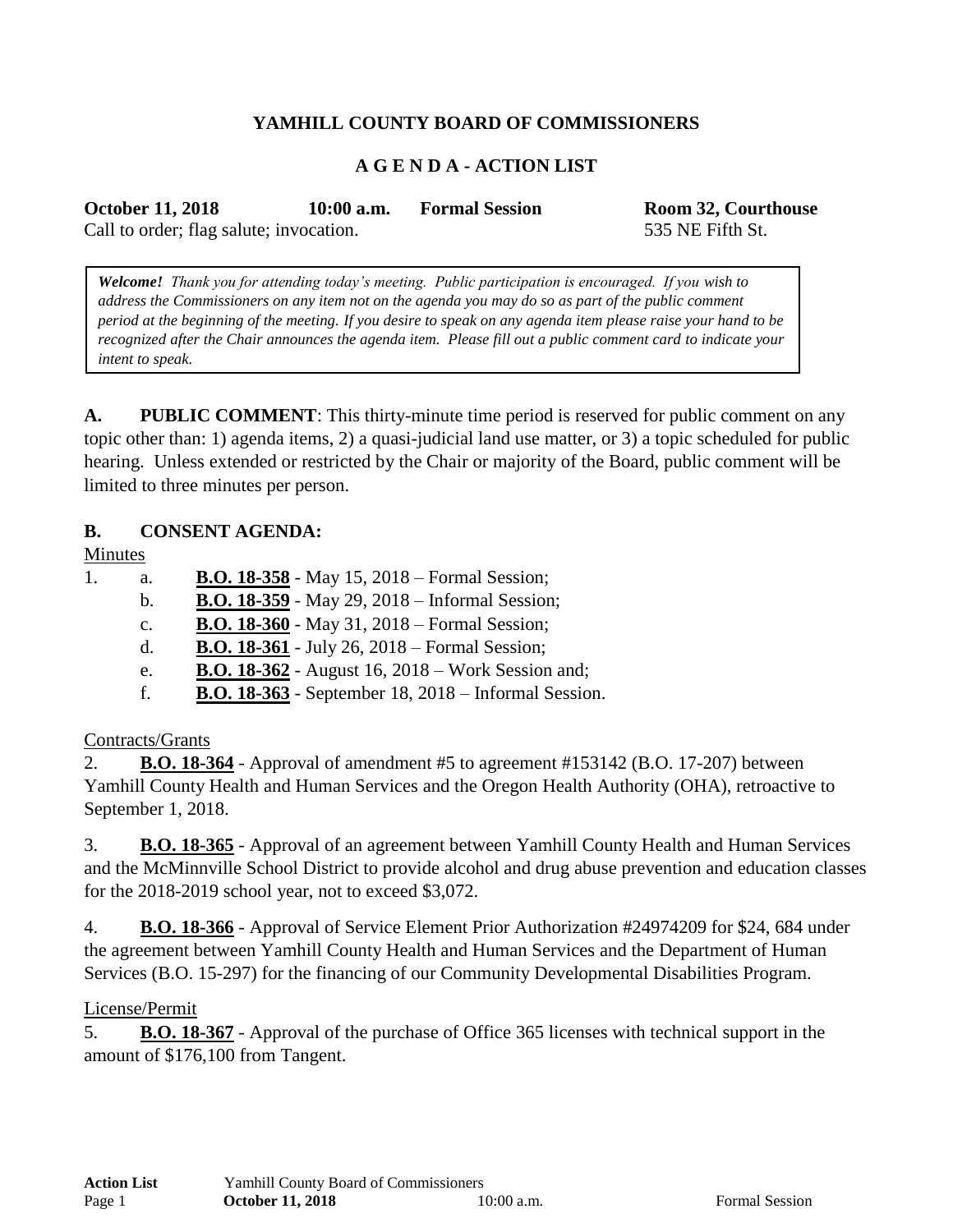# YAMHILL COUNTY BOARD OF COMMISSIONERS

## A G E N D A - ACTION LIST

**October 11, 2018** **10:00 a.m.** **Formal Session** **Room 32, Courthouse**

Call to order; flag salute; invocation. 535 NE Fifth St.

> ***Welcome!*** *Thank you for attending today's meeting. Public participation is encouraged. If you wish to address the Commissioners on any item not on the agenda you may do so as part of the public comment period at the beginning of the meeting. If you desire to speak on any agenda item please raise your hand to be recognized after the Chair announces the agenda item. Please fill out a public comment card to indicate your intent to speak.*

**A. PUBLIC COMMENT**: This thirty-minute time period is reserved for public comment on any topic other than: 1) agenda items, 2) a quasi-judicial land use matter, or 3) a topic scheduled for public hearing. Unless extended or restricted by the Chair or majority of the Board, public comment will be limited to three minutes per person.

**B. CONSENT AGENDA:**

Minutes

1. a. **B.O. 18-358** - May 15, 2018 – Formal Session;
   b. **B.O. 18-359** - May 29, 2018 – Informal Session;
   c. **B.O. 18-360** - May 31, 2018 – Formal Session;
   d. **B.O. 18-361** - July 26, 2018 – Formal Session;
   e. **B.O. 18-362** - August 16, 2018 – Work Session and;
   f. **B.O. 18-363** - September 18, 2018 – Informal Session.

Contracts/Grants

2. **B.O. 18-364** - Approval of amendment #5 to agreement #153142 (B.O. 17-207) between Yamhill County Health and Human Services and the Oregon Health Authority (OHA), retroactive to September 1, 2018.

3. **B.O. 18-365** - Approval of an agreement between Yamhill County Health and Human Services and the McMinnville School District to provide alcohol and drug abuse prevention and education classes for the 2018-2019 school year, not to exceed $3,072.

4. **B.O. 18-366** - Approval of Service Element Prior Authorization #24974209 for $24, 684 under the agreement between Yamhill County Health and Human Services and the Department of Human Services (B.O. 15-297) for the financing of our Community Developmental Disabilities Program.

License/Permit

5. **B.O. 18-367** - Approval of the purchase of Office 365 licenses with technical support in the amount of $176,100 from Tangent.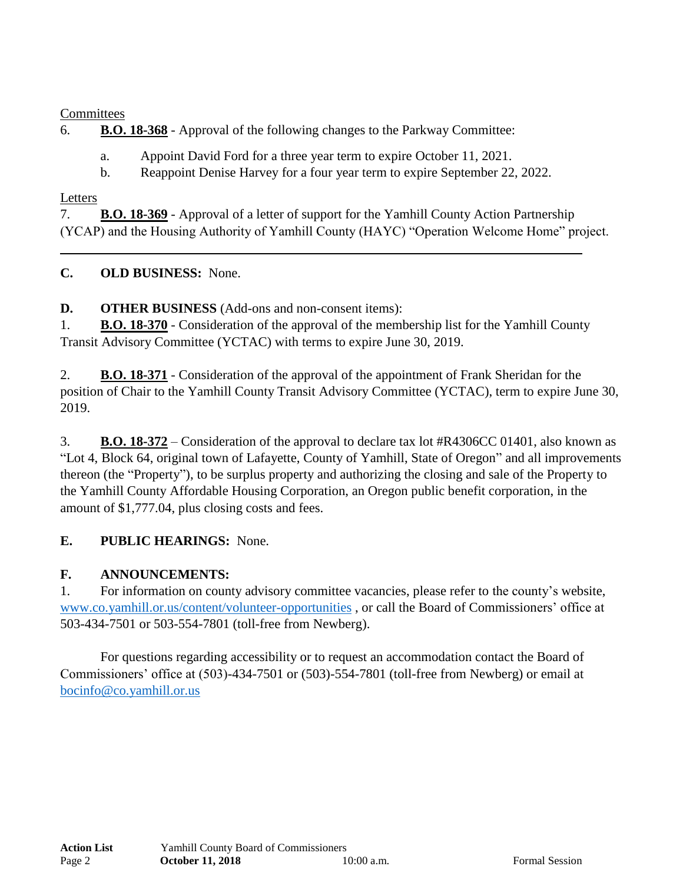Committees

6. **B.O. 18-368** - Approval of the following changes to the Parkway Committee:

   a. Appoint David Ford for a three year term to expire October 11, 2021.

   b. Reappoint Denise Harvey for a four year term to expire September 22, 2022.

Letters

7. **B.O. 18-369** - Approval of a letter of support for the Yamhill County Action Partnership (YCAP) and the Housing Authority of Yamhill County (HAYC) "Operation Welcome Home" project.

---

**C. OLD BUSINESS:** None.

**D. OTHER BUSINESS** (Add-ons and non-consent items):

1. **B.O. 18-370** - Consideration of the approval of the membership list for the Yamhill County Transit Advisory Committee (YCTAC) with terms to expire June 30, 2019.

2. **B.O. 18-371** - Consideration of the approval of the appointment of Frank Sheridan for the position of Chair to the Yamhill County Transit Advisory Committee (YCTAC), term to expire June 30, 2019.

3. **B.O. 18-372** – Consideration of the approval to declare tax lot #R4306CC 01401, also known as "Lot 4, Block 64, original town of Lafayette, County of Yamhill, State of Oregon" and all improvements thereon (the "Property"), to be surplus property and authorizing the closing and sale of the Property to the Yamhill County Affordable Housing Corporation, an Oregon public benefit corporation, in the amount of $1,777.04, plus closing costs and fees.

**E. PUBLIC HEARINGS:** None.

**F. ANNOUNCEMENTS:**

1. For information on county advisory committee vacancies, please refer to the county's website, www.co.yamhill.or.us/content/volunteer-opportunities , or call the Board of Commissioners' office at 503-434-7501 or 503-554-7801 (toll-free from Newberg).

For questions regarding accessibility or to request an accommodation contact the Board of Commissioners' office at (503)-434-7501 or (503)-554-7801 (toll-free from Newberg) or email at bocinfo@co.yamhill.or.us